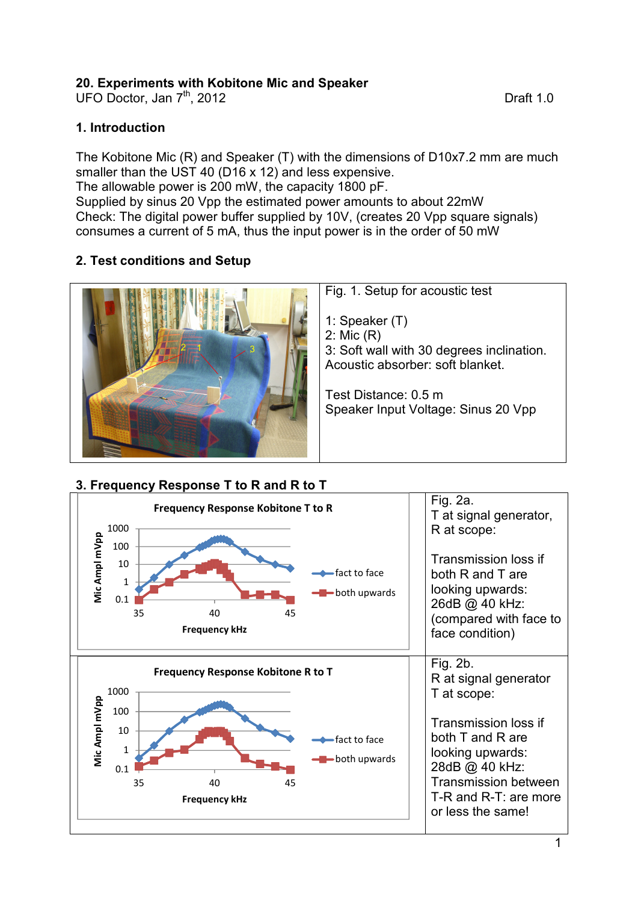## 20. Experiments with Kobitone Mic and Speaker

UFO Doctor, Jan 7th, 2012 Draft 1.0

### 1. Introduction

The Kobitone Mic (R) and Speaker (T) with the dimensions of D10x7.2 mm are much smaller than the UST 40 (D16 x 12) and less expensive.
The allowable power is 200 mW, the capacity 1800 pF.
Supplied by sinus 20 Vpp the estimated power amounts to about 22mW
Check: The digital power buffer supplied by 10V, (creates 20 Vpp square signals) consumes a current of 5 mA, thus the input power is in the order of 50 mW

### 2. Test conditions and Setup

Fig. 1. Setup for acoustic test

1: Speaker (T)
2: Mic (R)
3: Soft wall with 30 degrees inclination. Acoustic absorber: soft blanket.

Test Distance: 0.5 m
Speaker Input Voltage: Sinus 20 Vpp

### 3. Frequency Response T to R and R to T

Fig. 2a.
T at signal generator,
R at scope:

Transmission loss if both R and T are looking upwards: 26dB @ 40 kHz: (compared with face to face condition)

Fig. 2b.
R at signal generator
T at scope:

Transmission loss if both T and R are looking upwards: 28dB @ 40 kHz:
Transmission between T-R and R-T: are more or less the same!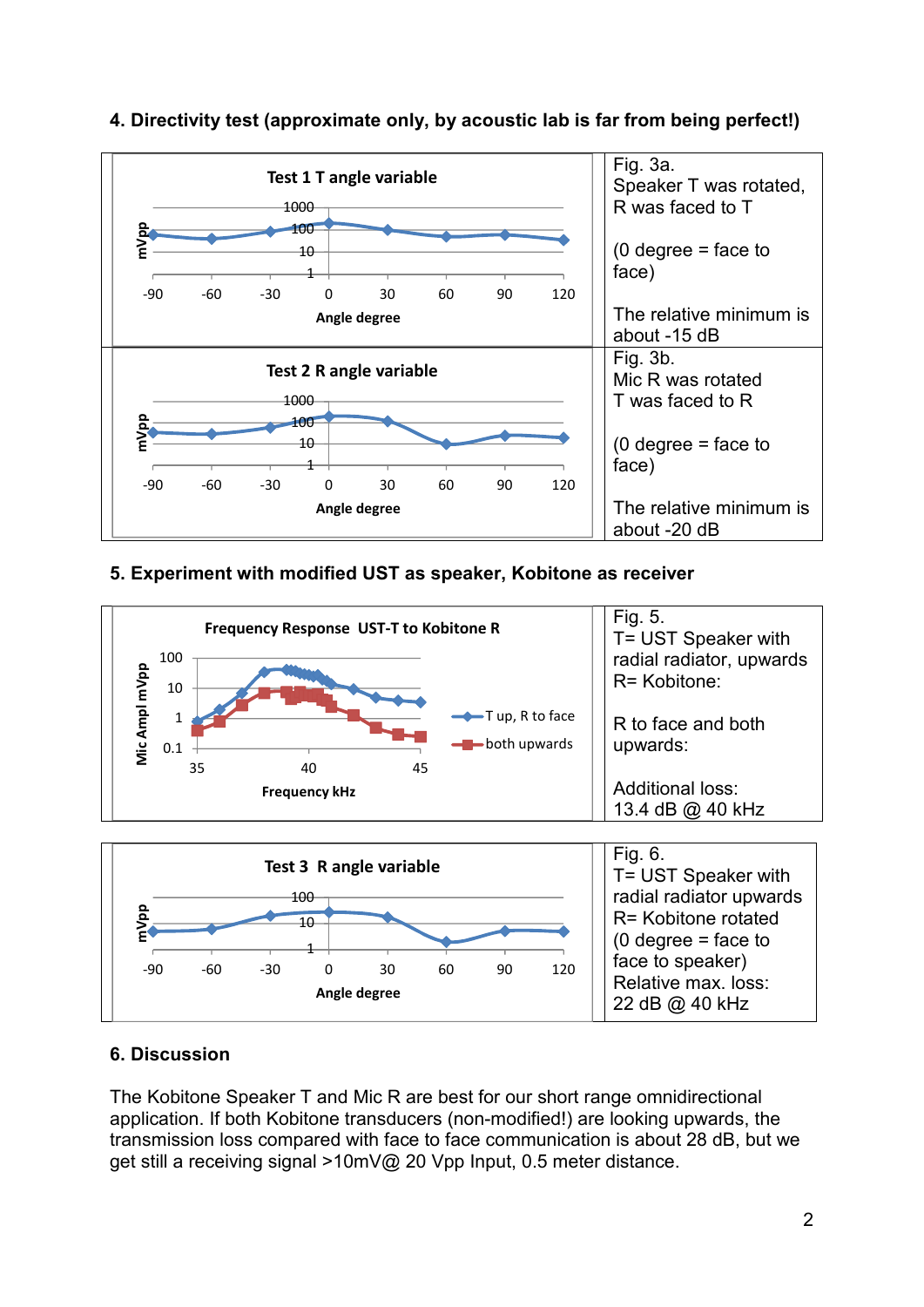## 4. Directivity test (approximate only, by acoustic lab is far from being perfect!)

Test 1 T angle variable

mVpp

1000
100
10
1

-90 -60 -30 0 30 60 90 120

Angle degree

Fig. 3a.
Speaker T was rotated, R was faced to T

(0 degree = face to face)

The relative minimum is about -15 dB

Test 2 R angle variable

mVpp

1000
100
10
1

-90 -60 -30 0 30 60 90 120

Angle degree

Fig. 3b.
Mic R was rotated
T was faced to R

(0 degree = face to face)

The relative minimum is about -20 dB

## 5. Experiment with modified UST as speaker, Kobitone as receiver

Frequency Response UST-T to Kobitone R

Mic Ampl mVpp

100
10
1
0.1

35 40 45

Frequency kHz

T up, R to face
both upwards

Fig. 5.
T= UST Speaker with radial radiator, upwards
R= Kobitone:

R to face and both upwards:

Additional loss:
13.4 dB @ 40 kHz

Test 3 R angle variable

mVpp

100
10
1

-90 -60 -30 0 30 60 90 120

Angle degree

Fig. 6.
T= UST Speaker with radial radiator upwards
R= Kobitone rotated
(0 degree = face to face to speaker)
Relative max. loss:
22 dB @ 40 kHz

## 6. Discussion

The Kobitone Speaker T and Mic R are best for our short range omnidirectional application. If both Kobitone transducers (non-modified!) are looking upwards, the transmission loss compared with face to face communication is about 28 dB, but we get still a receiving signal >10mV@ 20 Vpp Input, 0.5 meter distance.